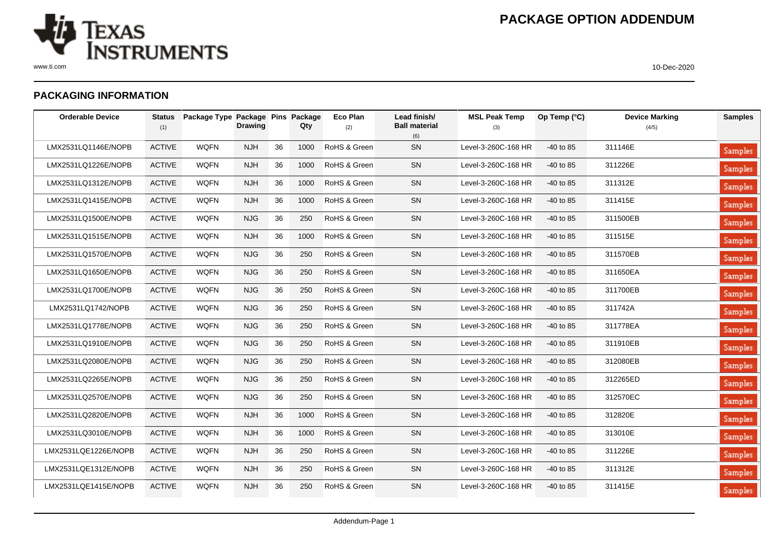# PACKAGE OPTION ADDENDUM

## PACKAGING INFORMATION

| Orderable Device | Status (1) | Package Type | Package Drawing | Pins | Package Qty | Eco Plan (2) | Lead finish/ Ball material (6) | MSL Peak Temp (3) | Op Temp (°C) | Device Marking (4/5) | Samples |
|---|---|---|---|---|---|---|---|---|---|---|---|
| LMX2531LQ1146E/NOPB | ACTIVE | WQFN | NJH | 36 | 1000 | RoHS & Green | SN | Level-3-260C-168 HR | -40 to 85 | 311146E | Samples |
| LMX2531LQ1226E/NOPB | ACTIVE | WQFN | NJH | 36 | 1000 | RoHS & Green | SN | Level-3-260C-168 HR | -40 to 85 | 311226E | Samples |
| LMX2531LQ1312E/NOPB | ACTIVE | WQFN | NJH | 36 | 1000 | RoHS & Green | SN | Level-3-260C-168 HR | -40 to 85 | 311312E | Samples |
| LMX2531LQ1415E/NOPB | ACTIVE | WQFN | NJH | 36 | 1000 | RoHS & Green | SN | Level-3-260C-168 HR | -40 to 85 | 311415E | Samples |
| LMX2531LQ1500E/NOPB | ACTIVE | WQFN | NJG | 36 | 250 | RoHS & Green | SN | Level-3-260C-168 HR | -40 to 85 | 311500EB | Samples |
| LMX2531LQ1515E/NOPB | ACTIVE | WQFN | NJH | 36 | 1000 | RoHS & Green | SN | Level-3-260C-168 HR | -40 to 85 | 311515E | Samples |
| LMX2531LQ1570E/NOPB | ACTIVE | WQFN | NJG | 36 | 250 | RoHS & Green | SN | Level-3-260C-168 HR | -40 to 85 | 311570EB | Samples |
| LMX2531LQ1650E/NOPB | ACTIVE | WQFN | NJG | 36 | 250 | RoHS & Green | SN | Level-3-260C-168 HR | -40 to 85 | 311650EA | Samples |
| LMX2531LQ1700E/NOPB | ACTIVE | WQFN | NJG | 36 | 250 | RoHS & Green | SN | Level-3-260C-168 HR | -40 to 85 | 311700EB | Samples |
| LMX2531LQ1742/NOPB | ACTIVE | WQFN | NJG | 36 | 250 | RoHS & Green | SN | Level-3-260C-168 HR | -40 to 85 | 311742A | Samples |
| LMX2531LQ1778E/NOPB | ACTIVE | WQFN | NJG | 36 | 250 | RoHS & Green | SN | Level-3-260C-168 HR | -40 to 85 | 311778EA | Samples |
| LMX2531LQ1910E/NOPB | ACTIVE | WQFN | NJG | 36 | 250 | RoHS & Green | SN | Level-3-260C-168 HR | -40 to 85 | 311910EB | Samples |
| LMX2531LQ2080E/NOPB | ACTIVE | WQFN | NJG | 36 | 250 | RoHS & Green | SN | Level-3-260C-168 HR | -40 to 85 | 312080EB | Samples |
| LMX2531LQ2265E/NOPB | ACTIVE | WQFN | NJG | 36 | 250 | RoHS & Green | SN | Level-3-260C-168 HR | -40 to 85 | 312265ED | Samples |
| LMX2531LQ2570E/NOPB | ACTIVE | WQFN | NJG | 36 | 250 | RoHS & Green | SN | Level-3-260C-168 HR | -40 to 85 | 312570EC | Samples |
| LMX2531LQ2820E/NOPB | ACTIVE | WQFN | NJH | 36 | 1000 | RoHS & Green | SN | Level-3-260C-168 HR | -40 to 85 | 312820E | Samples |
| LMX2531LQ3010E/NOPB | ACTIVE | WQFN | NJH | 36 | 1000 | RoHS & Green | SN | Level-3-260C-168 HR | -40 to 85 | 313010E | Samples |
| LMX2531LQE1226E/NOPB | ACTIVE | WQFN | NJH | 36 | 250 | RoHS & Green | SN | Level-3-260C-168 HR | -40 to 85 | 311226E | Samples |
| LMX2531LQE1312E/NOPB | ACTIVE | WQFN | NJH | 36 | 250 | RoHS & Green | SN | Level-3-260C-168 HR | -40 to 85 | 311312E | Samples |
| LMX2531LQE1415E/NOPB | ACTIVE | WQFN | NJH | 36 | 250 | RoHS & Green | SN | Level-3-260C-168 HR | -40 to 85 | 311415E | Samples |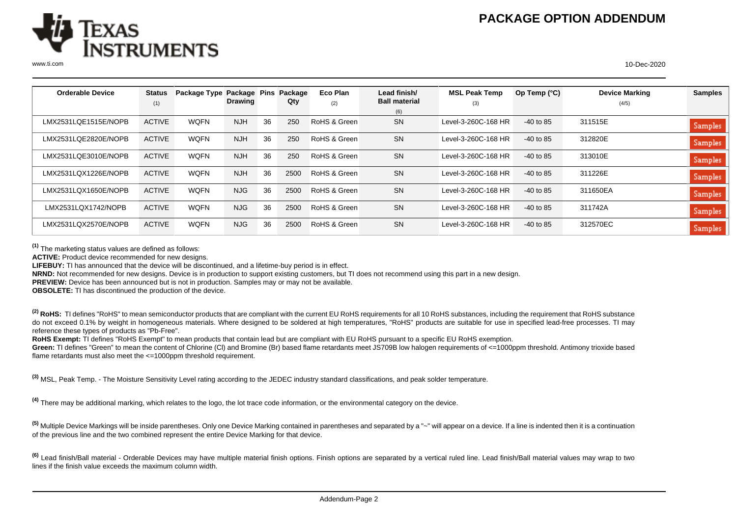# PACKAGE OPTION ADDENDUM

| Orderable Device | Status (1) | Package Type | Package Drawing | Pins | Package Qty | Eco Plan (2) | Lead finish/ Ball material (6) | MSL Peak Temp (3) | Op Temp (°C) | Device Marking (4/5) | Samples |
|---|---|---|---|---|---|---|---|---|---|---|---|
| LMX2531LQE1515E/NOPB | ACTIVE | WQFN | NJH | 36 | 250 | RoHS & Green | SN | Level-3-260C-168 HR | -40 to 85 | 311515E | Samples |
| LMX2531LQE2820E/NOPB | ACTIVE | WQFN | NJH | 36 | 250 | RoHS & Green | SN | Level-3-260C-168 HR | -40 to 85 | 312820E | Samples |
| LMX2531LQE3010E/NOPB | ACTIVE | WQFN | NJH | 36 | 250 | RoHS & Green | SN | Level-3-260C-168 HR | -40 to 85 | 313010E | Samples |
| LMX2531LQX1226E/NOPB | ACTIVE | WQFN | NJH | 36 | 2500 | RoHS & Green | SN | Level-3-260C-168 HR | -40 to 85 | 311226E | Samples |
| LMX2531LQX1650E/NOPB | ACTIVE | WQFN | NJG | 36 | 2500 | RoHS & Green | SN | Level-3-260C-168 HR | -40 to 85 | 311650EA | Samples |
| LMX2531LQX1742/NOPB | ACTIVE | WQFN | NJG | 36 | 2500 | RoHS & Green | SN | Level-3-260C-168 HR | -40 to 85 | 311742A | Samples |
| LMX2531LQX2570E/NOPB | ACTIVE | WQFN | NJG | 36 | 2500 | RoHS & Green | SN | Level-3-260C-168 HR | -40 to 85 | 312570EC | Samples |

[1] The marketing status values are defined as follows:

**ACTIVE:** Product device recommended for new designs.

**LIFEBUY:** TI has announced that the device will be discontinued, and a lifetime-buy period is in effect.

**NRND:** Not recommended for new designs. Device is in production to support existing customers, but TI does not recommend using this part in a new design.

**PREVIEW:** Device has been announced but is not in production. Samples may or may not be available.

**OBSOLETE:** TI has discontinued the production of the device.

[2] **RoHS:** TI defines "RoHS" to mean semiconductor products that are compliant with the current EU RoHS requirements for all 10 RoHS substances, including the requirement that RoHS substance do not exceed 0.1% by weight in homogeneous materials. Where designed to be soldered at high temperatures, "RoHS" products are suitable for use in specified lead-free processes. TI may reference these types of products as "Pb-Free".

**RoHS Exempt:** TI defines "RoHS Exempt" to mean products that contain lead but are compliant with EU RoHS pursuant to a specific EU RoHS exemption.

**Green:** TI defines "Green" to mean the content of Chlorine (Cl) and Bromine (Br) based flame retardants meet JS709B low halogen requirements of <=1000ppm threshold. Antimony trioxide based flame retardants must also meet the <=1000ppm threshold requirement.

[3] MSL, Peak Temp. - The Moisture Sensitivity Level rating according to the JEDEC industry standard classifications, and peak solder temperature.

[4] There may be additional marking, which relates to the logo, the lot trace code information, or the environmental category on the device.

[5] Multiple Device Markings will be inside parentheses. Only one Device Marking contained in parentheses and separated by a "~" will appear on a device. If a line is indented then it is a continuation of the previous line and the two combined represent the entire Device Marking for that device.

[6] Lead finish/Ball material - Orderable Devices may have multiple material finish options. Finish options are separated by a vertical ruled line. Lead finish/Ball material values may wrap to two lines if the finish value exceeds the maximum column width.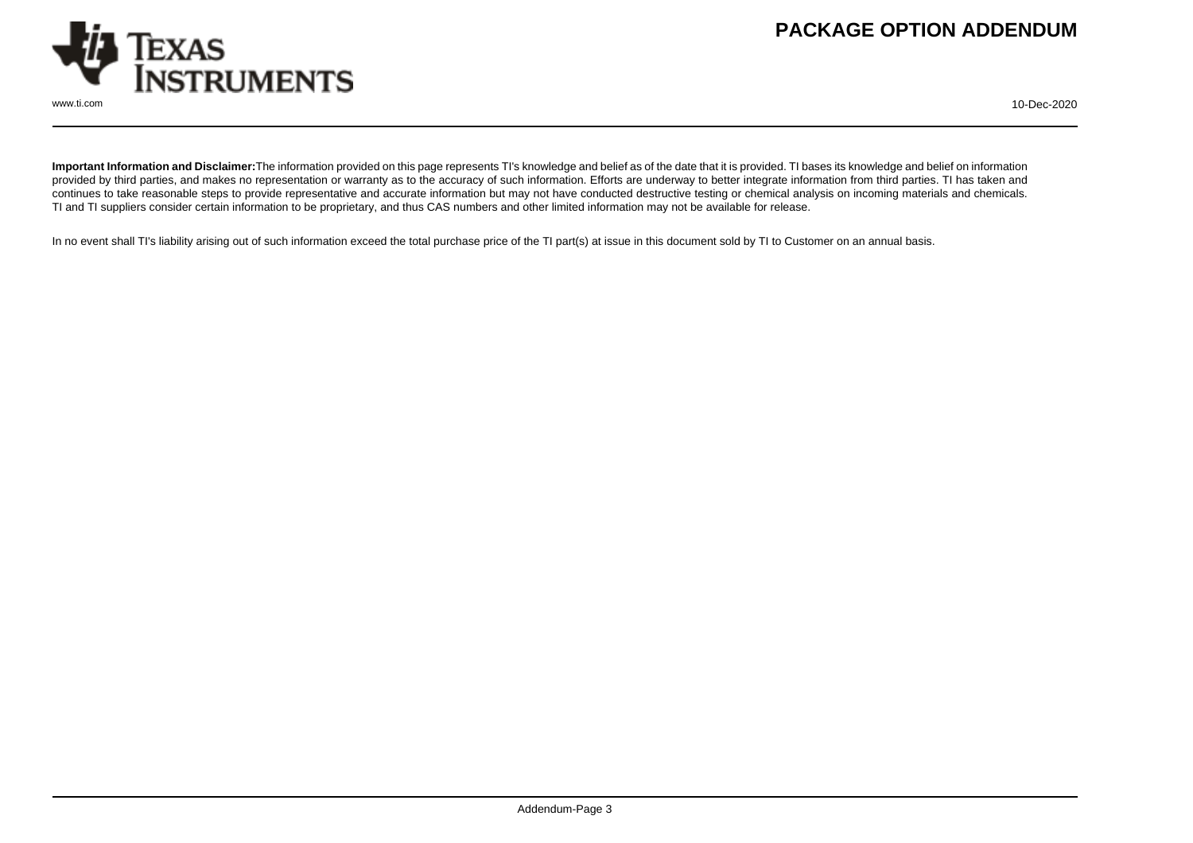**Important Information and Disclaimer:**The information provided on this page represents TI's knowledge and belief as of the date that it is provided. TI bases its knowledge and belief on information provided by third parties, and makes no representation or warranty as to the accuracy of such information. Efforts are underway to better integrate information from third parties. TI has taken and continues to take reasonable steps to provide representative and accurate information but may not have conducted destructive testing or chemical analysis on incoming materials and chemicals. TI and TI suppliers consider certain information to be proprietary, and thus CAS numbers and other limited information may not be available for release.

In no event shall TI's liability arising out of such information exceed the total purchase price of the TI part(s) at issue in this document sold by TI to Customer on an annual basis.